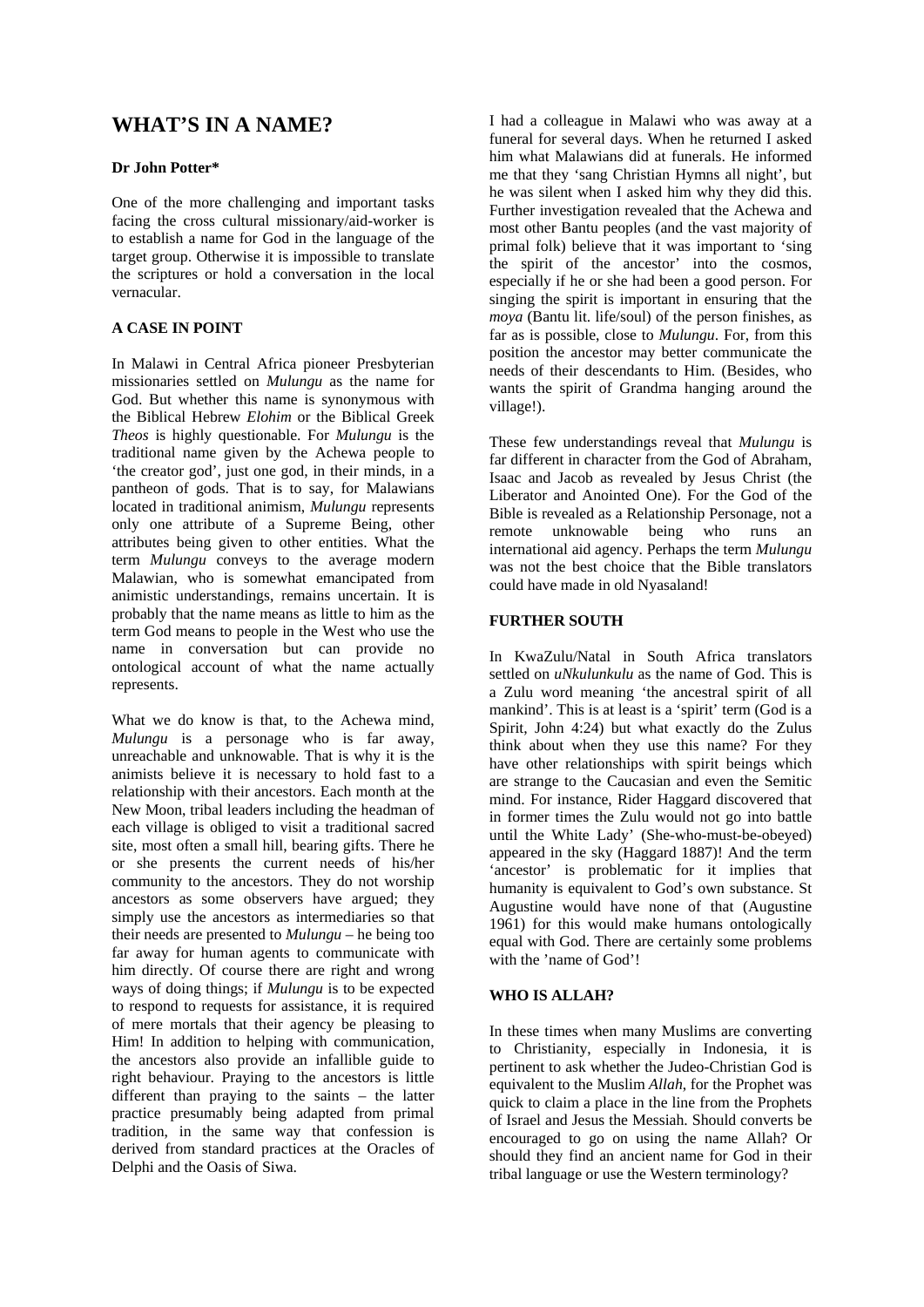# WHAT'S IN A NAME?

**Dr John Potter***

One of the more challenging and important tasks facing the cross cultural missionary/aid-worker is to establish a name for God in the language of the target group. Otherwise it is impossible to translate the scriptures or hold a conversation in the local vernacular.

## A CASE IN POINT

In Malawi in Central Africa pioneer Presbyterian missionaries settled on *Mulungu* as the name for God. But whether this name is synonymous with the Biblical Hebrew *Elohim* or the Biblical Greek *Theos* is highly questionable. For *Mulungu* is the traditional name given by the Achewa people to 'the creator god', just one god, in their minds, in a pantheon of gods. That is to say, for Malawians located in traditional animism, *Mulungu* represents only one attribute of a Supreme Being, other attributes being given to other entities. What the term *Mulungu* conveys to the average modern Malawian, who is somewhat emancipated from animistic understandings, remains uncertain. It is probably that the name means as little to him as the term God means to people in the West who use the name in conversation but can provide no ontological account of what the name actually represents.

What we do know is that, to the Achewa mind, *Mulungu* is a personage who is far away, unreachable and unknowable. That is why it is the animists believe it is necessary to hold fast to a relationship with their ancestors. Each month at the New Moon, tribal leaders including the headman of each village is obliged to visit a traditional sacred site, most often a small hill, bearing gifts. There he or she presents the current needs of his/her community to the ancestors. They do not worship ancestors as some observers have argued; they simply use the ancestors as intermediaries so that their needs are presented to *Mulungu* – he being too far away for human agents to communicate with him directly. Of course there are right and wrong ways of doing things; if *Mulungu* is to be expected to respond to requests for assistance, it is required of mere mortals that their agency be pleasing to Him! In addition to helping with communication, the ancestors also provide an infallible guide to right behaviour. Praying to the ancestors is little different than praying to the saints – the latter practice presumably being adapted from primal tradition, in the same way that confession is derived from standard practices at the Oracles of Delphi and the Oasis of Siwa.

I had a colleague in Malawi who was away at a funeral for several days. When he returned I asked him what Malawians did at funerals. He informed me that they 'sang Christian Hymns all night', but he was silent when I asked him why they did this. Further investigation revealed that the Achewa and most other Bantu peoples (and the vast majority of primal folk) believe that it was important to 'sing the spirit of the ancestor' into the cosmos, especially if he or she had been a good person. For singing the spirit is important in ensuring that the *moya* (Bantu lit. life/soul) of the person finishes, as far as is possible, close to *Mulungu*. For, from this position the ancestor may better communicate the needs of their descendants to Him. (Besides, who wants the spirit of Grandma hanging around the village!).

These few understandings reveal that *Mulungu* is far different in character from the God of Abraham, Isaac and Jacob as revealed by Jesus Christ (the Liberator and Anointed One). For the God of the Bible is revealed as a Relationship Personage, not a remote unknowable being who runs an international aid agency. Perhaps the term *Mulungu* was not the best choice that the Bible translators could have made in old Nyasaland!

## FURTHER SOUTH

In KwaZulu/Natal in South Africa translators settled on *uNkulunkulu* as the name of God. This is a Zulu word meaning 'the ancestral spirit of all mankind'. This is at least is a 'spirit' term (God is a Spirit, John 4:24) but what exactly do the Zulus think about when they use this name? For they have other relationships with spirit beings which are strange to the Caucasian and even the Semitic mind. For instance, Rider Haggard discovered that in former times the Zulu would not go into battle until the White Lady' (She-who-must-be-obeyed) appeared in the sky (Haggard 1887)! And the term 'ancestor' is problematic for it implies that humanity is equivalent to God's own substance. St Augustine would have none of that (Augustine 1961) for this would make humans ontologically equal with God. There are certainly some problems with the 'name of God'!

## WHO IS ALLAH?

In these times when many Muslims are converting to Christianity, especially in Indonesia, it is pertinent to ask whether the Judeo-Christian God is equivalent to the Muslim *Allah*, for the Prophet was quick to claim a place in the line from the Prophets of Israel and Jesus the Messiah. Should converts be encouraged to go on using the name Allah? Or should they find an ancient name for God in their tribal language or use the Western terminology?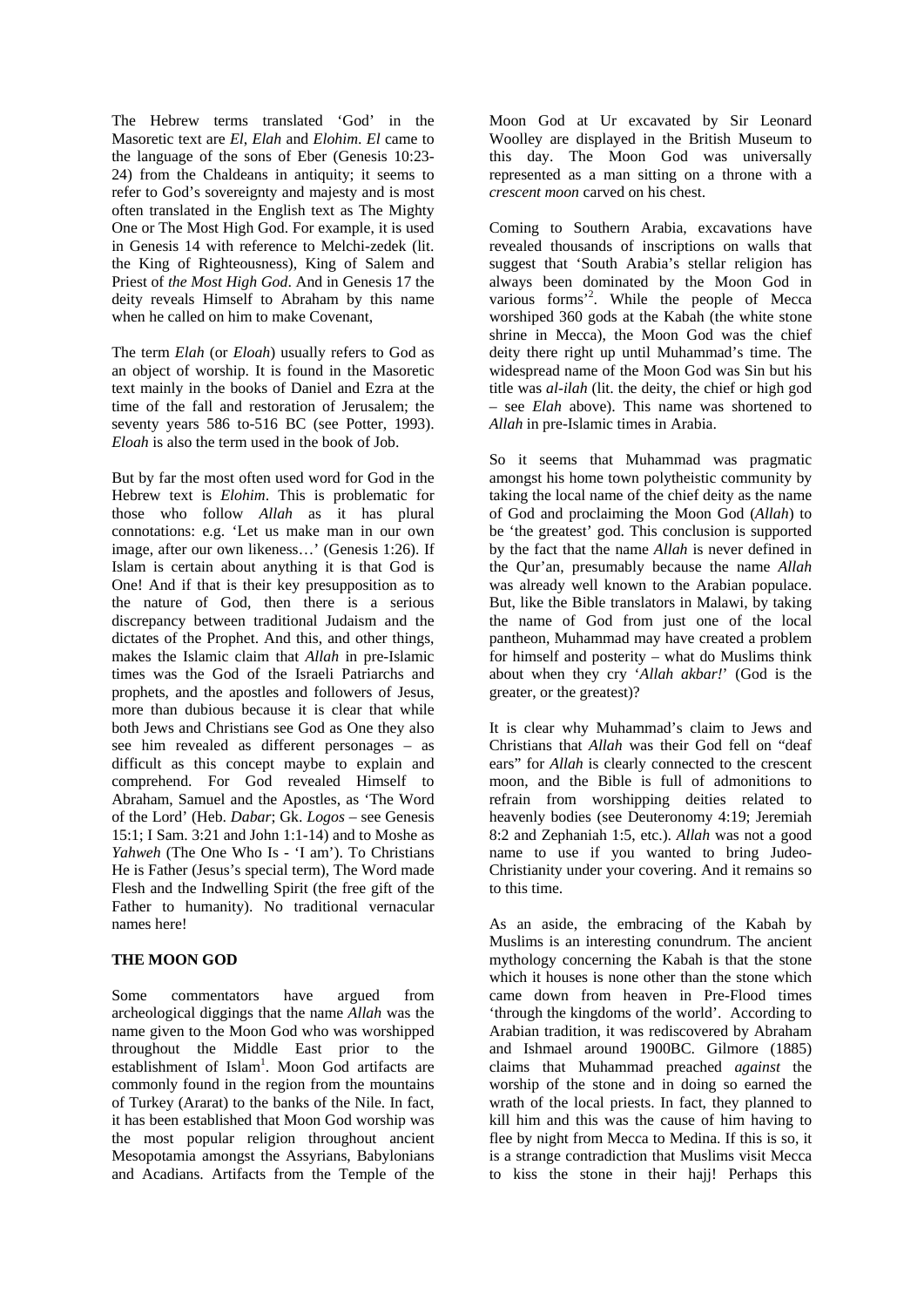The Hebrew terms translated 'God' in the Masoretic text are *El*, *Elah* and *Elohim*. *El* came to the language of the sons of Eber (Genesis 10:23-24) from the Chaldeans in antiquity; it seems to refer to God's sovereignty and majesty and is most often translated in the English text as The Mighty One or The Most High God. For example, it is used in Genesis 14 with reference to Melchi-zedek (lit. the King of Righteousness), King of Salem and Priest of *the Most High God*. And in Genesis 17 the deity reveals Himself to Abraham by this name when he called on him to make Covenant,

The term *Elah* (or *Eloah*) usually refers to God as an object of worship. It is found in the Masoretic text mainly in the books of Daniel and Ezra at the time of the fall and restoration of Jerusalem; the seventy years 586 to-516 BC (see Potter, 1993). *Eloah* is also the term used in the book of Job.

But by far the most often used word for God in the Hebrew text is *Elohim*. This is problematic for those who follow *Allah* as it has plural connotations: e.g. 'Let us make man in our own image, after our own likeness…' (Genesis 1:26). If Islam is certain about anything it is that God is One! And if that is their key presupposition as to the nature of God, then there is a serious discrepancy between traditional Judaism and the dictates of the Prophet. And this, and other things, makes the Islamic claim that *Allah* in pre-Islamic times was the God of the Israeli Patriarchs and prophets, and the apostles and followers of Jesus, more than dubious because it is clear that while both Jews and Christians see God as One they also see him revealed as different personages – as difficult as this concept maybe to explain and comprehend. For God revealed Himself to Abraham, Samuel and the Apostles, as 'The Word of the Lord' (Heb. *Dabar*; Gk. *Logos* – see Genesis 15:1; I Sam. 3:21 and John 1:1-14) and to Moshe as *Yahweh* (The One Who Is - 'I am'). To Christians He is Father (Jesus's special term), The Word made Flesh and the Indwelling Spirit (the free gift of the Father to humanity). No traditional vernacular names here!

**THE MOON GOD**

Some commentators have argued from archeological diggings that the name *Allah* was the name given to the Moon God who was worshipped throughout the Middle East prior to the establishment of Islam[1]. Moon God artifacts are commonly found in the region from the mountains of Turkey (Ararat) to the banks of the Nile. In fact, it has been established that Moon God worship was the most popular religion throughout ancient Mesopotamia amongst the Assyrians, Babylonians and Acadians. Artifacts from the Temple of the Moon God at Ur excavated by Sir Leonard Woolley are displayed in the British Museum to this day. The Moon God was universally represented as a man sitting on a throne with a *crescent moon* carved on his chest.

Coming to Southern Arabia, excavations have revealed thousands of inscriptions on walls that suggest that 'South Arabia's stellar religion has always been dominated by the Moon God in various forms'[2]. While the people of Mecca worshiped 360 gods at the Kabah (the white stone shrine in Mecca), the Moon God was the chief deity there right up until Muhammad's time. The widespread name of the Moon God was Sin but his title was *al-ilah* (lit. the deity, the chief or high god – see *Elah* above). This name was shortened to *Allah* in pre-Islamic times in Arabia.

So it seems that Muhammad was pragmatic amongst his home town polytheistic community by taking the local name of the chief deity as the name of God and proclaiming the Moon God (*Allah*) to be 'the greatest' god. This conclusion is supported by the fact that the name *Allah* is never defined in the Qur'an, presumably because the name *Allah* was already well known to the Arabian populace. But, like the Bible translators in Malawi, by taking the name of God from just one of the local pantheon, Muhammad may have created a problem for himself and posterity – what do Muslims think about when they cry '*Allah akbar!*' (God is the greater, or the greatest)?

It is clear why Muhammad's claim to Jews and Christians that *Allah* was their God fell on "deaf ears" for *Allah* is clearly connected to the crescent moon, and the Bible is full of admonitions to refrain from worshipping deities related to heavenly bodies (see Deuteronomy 4:19; Jeremiah 8:2 and Zephaniah 1:5, etc.). *Allah* was not a good name to use if you wanted to bring Judeo-Christianity under your covering. And it remains so to this time.

As an aside, the embracing of the Kabah by Muslims is an interesting conundrum. The ancient mythology concerning the Kabah is that the stone which it houses is none other than the stone which came down from heaven in Pre-Flood times 'through the kingdoms of the world'. According to Arabian tradition, it was rediscovered by Abraham and Ishmael around 1900BC. Gilmore (1885) claims that Muhammad preached *against* the worship of the stone and in doing so earned the wrath of the local priests. In fact, they planned to kill him and this was the cause of him having to flee by night from Mecca to Medina. If this is so, it is a strange contradiction that Muslims visit Mecca to kiss the stone in their hajj! Perhaps this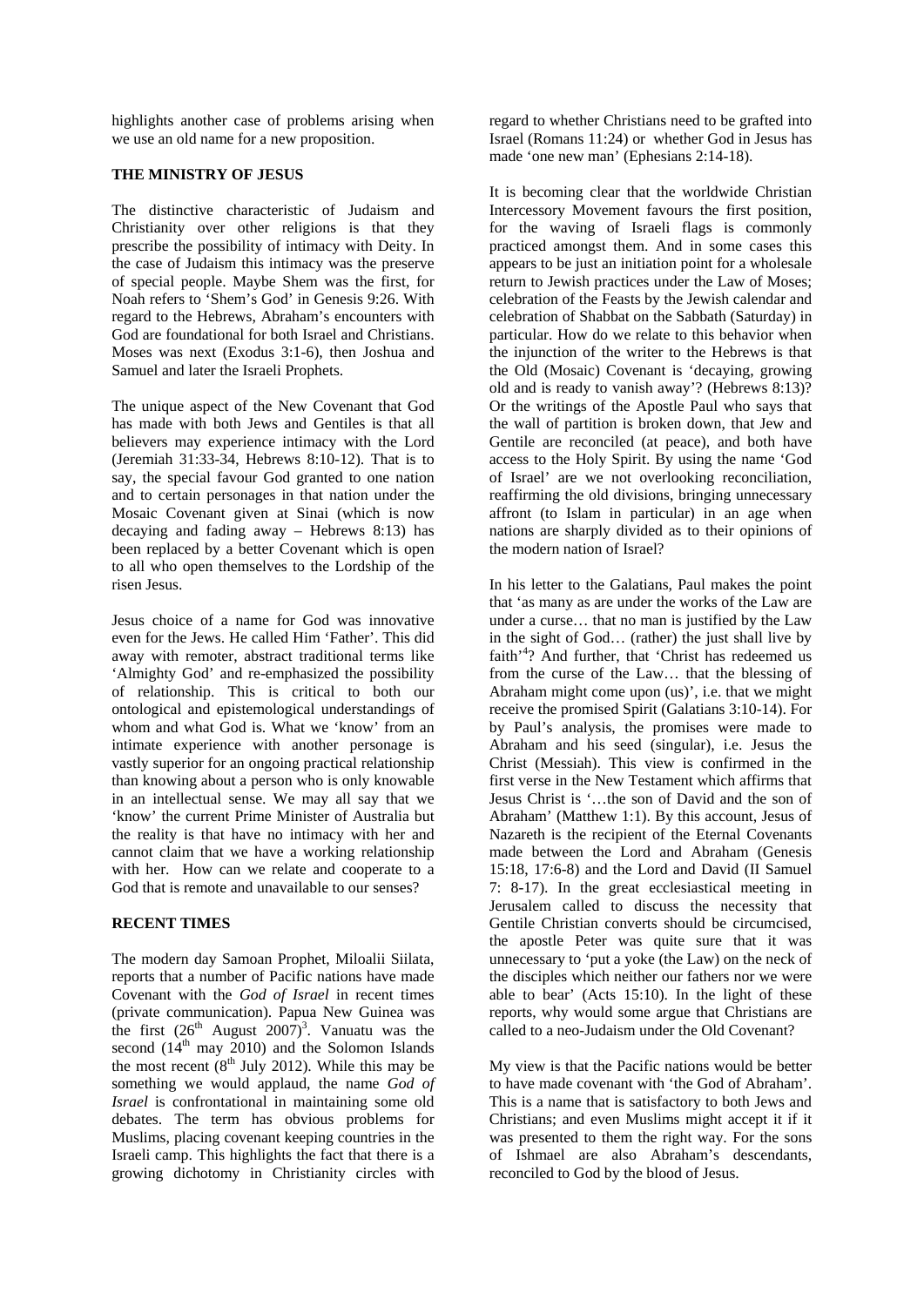highlights another case of problems arising when we use an old name for a new proposition.

**THE MINISTRY OF JESUS**

The distinctive characteristic of Judaism and Christianity over other religions is that they prescribe the possibility of intimacy with Deity. In the case of Judaism this intimacy was the preserve of special people. Maybe Shem was the first, for Noah refers to 'Shem's God' in Genesis 9:26. With regard to the Hebrews, Abraham's encounters with God are foundational for both Israel and Christians. Moses was next (Exodus 3:1-6), then Joshua and Samuel and later the Israeli Prophets.

The unique aspect of the New Covenant that God has made with both Jews and Gentiles is that all believers may experience intimacy with the Lord (Jeremiah 31:33-34, Hebrews 8:10-12). That is to say, the special favour God granted to one nation and to certain personages in that nation under the Mosaic Covenant given at Sinai (which is now decaying and fading away – Hebrews 8:13) has been replaced by a better Covenant which is open to all who open themselves to the Lordship of the risen Jesus.

Jesus choice of a name for God was innovative even for the Jews. He called Him 'Father'. This did away with remoter, abstract traditional terms like 'Almighty God' and re-emphasized the possibility of relationship. This is critical to both our ontological and epistemological understandings of whom and what God is. What we 'know' from an intimate experience with another personage is vastly superior for an ongoing practical relationship than knowing about a person who is only knowable in an intellectual sense. We may all say that we 'know' the current Prime Minister of Australia but the reality is that have no intimacy with her and cannot claim that we have a working relationship with her. How can we relate and cooperate to a God that is remote and unavailable to our senses?

**RECENT TIMES**

The modern day Samoan Prophet, Miloalii Siilata, reports that a number of Pacific nations have made Covenant with the *God of Israel* in recent times (private communication). Papua New Guinea was the first (26th August 2007)[3]. Vanuatu was the second (14th may 2010) and the Solomon Islands the most recent (8th July 2012). While this may be something we would applaud, the name *God of Israel* is confrontational in maintaining some old debates. The term has obvious problems for Muslims, placing covenant keeping countries in the Israeli camp. This highlights the fact that there is a growing dichotomy in Christianity circles with regard to whether Christians need to be grafted into Israel (Romans 11:24) or whether God in Jesus has made 'one new man' (Ephesians 2:14-18).

It is becoming clear that the worldwide Christian Intercessory Movement favours the first position, for the waving of Israeli flags is commonly practiced amongst them. And in some cases this appears to be just an initiation point for a wholesale return to Jewish practices under the Law of Moses; celebration of the Feasts by the Jewish calendar and celebration of Shabbat on the Sabbath (Saturday) in particular. How do we relate to this behavior when the injunction of the writer to the Hebrews is that the Old (Mosaic) Covenant is 'decaying, growing old and is ready to vanish away'? (Hebrews 8:13)? Or the writings of the Apostle Paul who says that the wall of partition is broken down, that Jew and Gentile are reconciled (at peace), and both have access to the Holy Spirit. By using the name 'God of Israel' are we not overlooking reconciliation, reaffirming the old divisions, bringing unnecessary affront (to Islam in particular) in an age when nations are sharply divided as to their opinions of the modern nation of Israel?

In his letter to the Galatians, Paul makes the point that 'as many as are under the works of the Law are under a curse… that no man is justified by the Law in the sight of God… (rather) the just shall live by faith'[4]? And further, that 'Christ has redeemed us from the curse of the Law… that the blessing of Abraham might come upon (us)', i.e. that we might receive the promised Spirit (Galatians 3:10-14). For by Paul's analysis, the promises were made to Abraham and his seed (singular), i.e. Jesus the Christ (Messiah). This view is confirmed in the first verse in the New Testament which affirms that Jesus Christ is '…the son of David and the son of Abraham' (Matthew 1:1). By this account, Jesus of Nazareth is the recipient of the Eternal Covenants made between the Lord and Abraham (Genesis 15:18, 17:6-8) and the Lord and David (II Samuel 7: 8-17). In the great ecclesiastical meeting in Jerusalem called to discuss the necessity that Gentile Christian converts should be circumcised, the apostle Peter was quite sure that it was unnecessary to 'put a yoke (the Law) on the neck of the disciples which neither our fathers nor we were able to bear' (Acts 15:10). In the light of these reports, why would some argue that Christians are called to a neo-Judaism under the Old Covenant?

My view is that the Pacific nations would be better to have made covenant with 'the God of Abraham'. This is a name that is satisfactory to both Jews and Christians; and even Muslims might accept it if it was presented to them the right way. For the sons of Ishmael are also Abraham's descendants, reconciled to God by the blood of Jesus.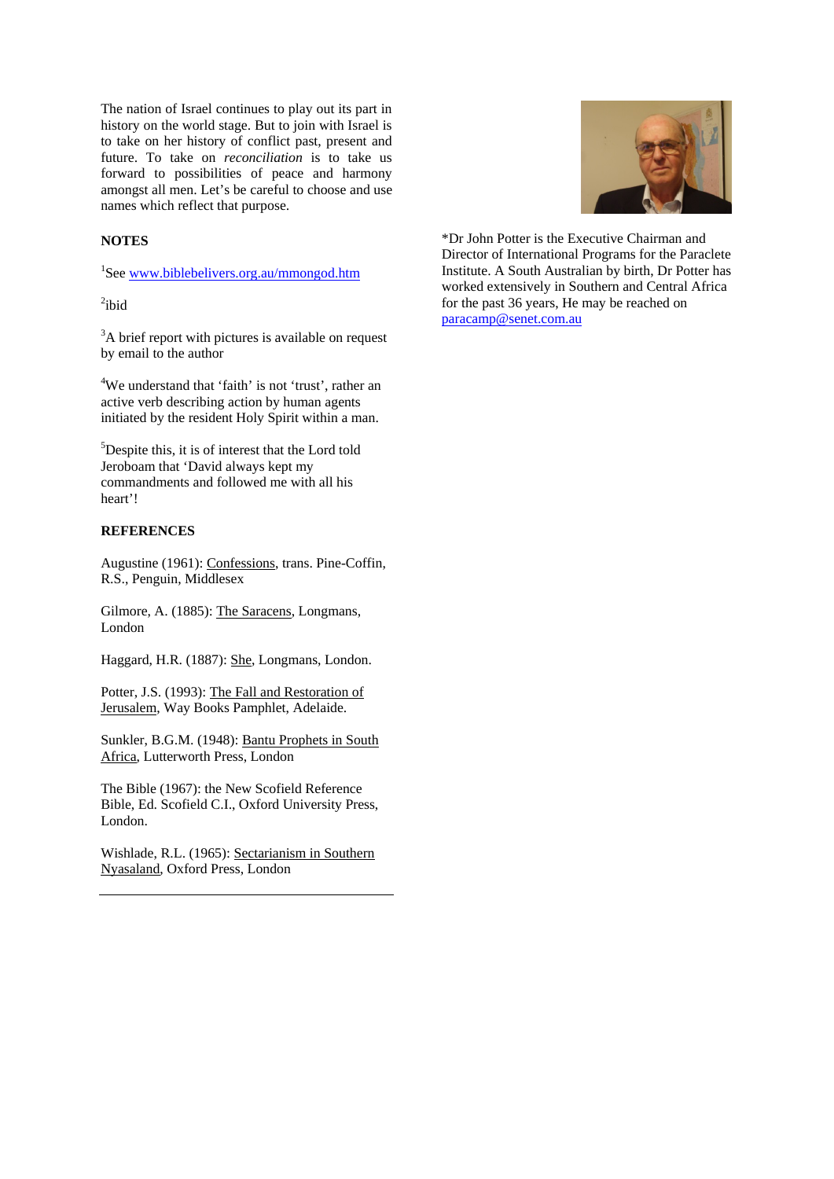The nation of Israel continues to play out its part in history on the world stage. But to join with Israel is to take on her history of conflict past, present and future. To take on *reconciliation* is to take us forward to possibilities of peace and harmony amongst all men. Let's be careful to choose and use names which reflect that purpose.

**NOTES**

[1]See www.biblebelivers.org.au/mmongod.htm

[2]ibid

[3]A brief report with pictures is available on request by email to the author

[4]We understand that 'faith' is not 'trust', rather an active verb describing action by human agents initiated by the resident Holy Spirit within a man.

[5]Despite this, it is of interest that the Lord told Jeroboam that 'David always kept my commandments and followed me with all his heart'!

**REFERENCES**

Augustine (1961): Confessions, trans. Pine-Coffin, R.S., Penguin, Middlesex

Gilmore, A. (1885): The Saracens, Longmans, London

Haggard, H.R. (1887): She, Longmans, London.

Potter, J.S. (1993): The Fall and Restoration of Jerusalem, Way Books Pamphlet, Adelaide.

Sunkler, B.G.M. (1948): Bantu Prophets in South Africa, Lutterworth Press, London

The Bible (1967): the New Scofield Reference Bible, Ed. Scofield C.I., Oxford University Press, London.

Wishlade, R.L. (1965): Sectarianism in Southern Nyasaland, Oxford Press, London

---

*Dr John Potter is the Executive Chairman and Director of International Programs for the Paraclete Institute. A South Australian by birth, Dr Potter has worked extensively in Southern and Central Africa for the past 36 years, He may be reached on paracamp@senet.com.au